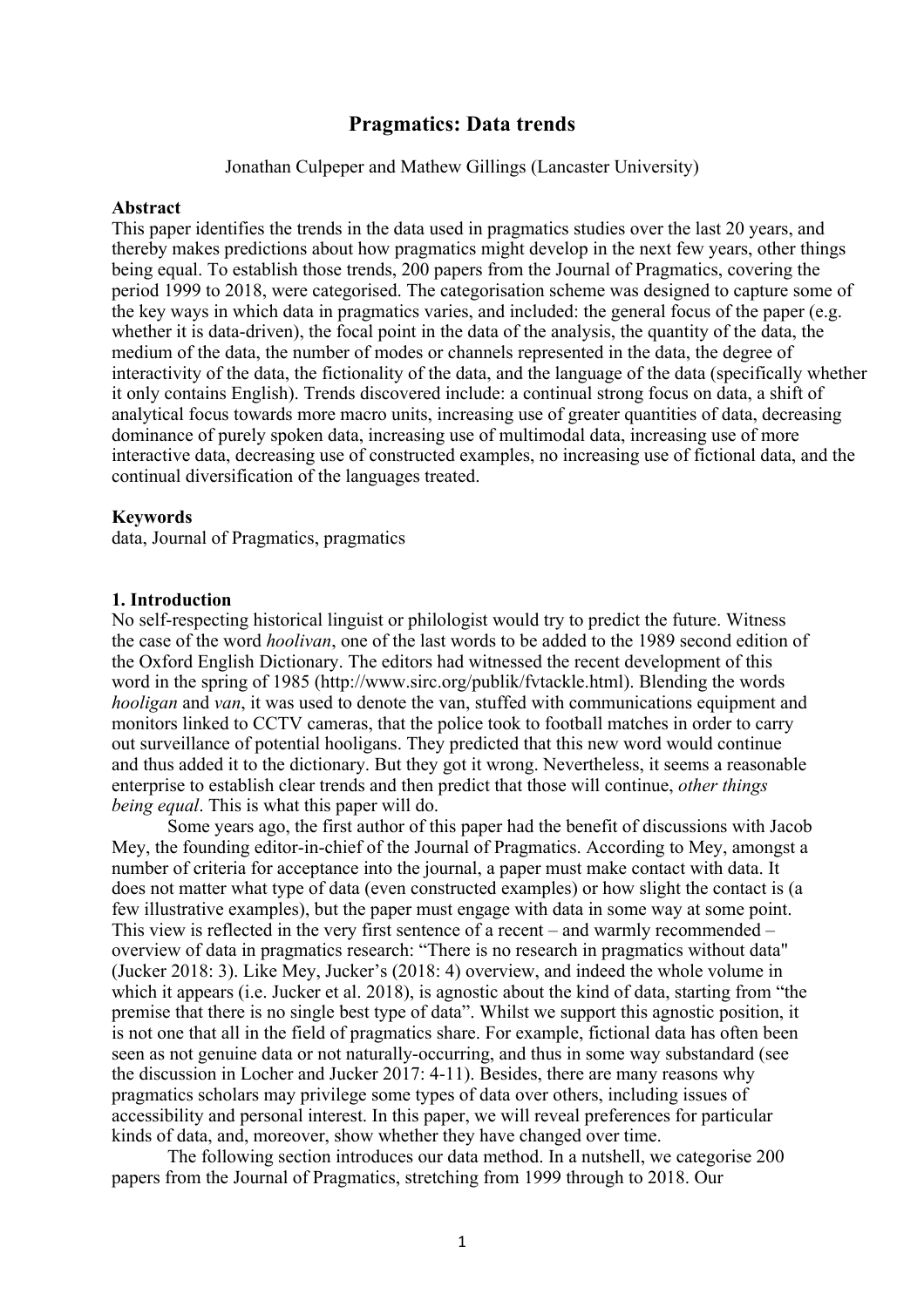# Pragmatics: Data trends

Jonathan Culpeper and Mathew Gillings (Lancaster University)

**Abstract**

This paper identifies the trends in the data used in pragmatics studies over the last 20 years, and thereby makes predictions about how pragmatics might develop in the next few years, other things being equal. To establish those trends, 200 papers from the Journal of Pragmatics, covering the period 1999 to 2018, were categorised. The categorisation scheme was designed to capture some of the key ways in which data in pragmatics varies, and included: the general focus of the paper (e.g. whether it is data-driven), the focal point in the data of the analysis, the quantity of the data, the medium of the data, the number of modes or channels represented in the data, the degree of interactivity of the data, the fictionality of the data, and the language of the data (specifically whether it only contains English). Trends discovered include: a continual strong focus on data, a shift of analytical focus towards more macro units, increasing use of greater quantities of data, decreasing dominance of purely spoken data, increasing use of multimodal data, increasing use of more interactive data, decreasing use of constructed examples, no increasing use of fictional data, and the continual diversification of the languages treated.

**Keywords**

data, Journal of Pragmatics, pragmatics

## 1. Introduction

No self-respecting historical linguist or philologist would try to predict the future. Witness the case of the word *hoolivan*, one of the last words to be added to the 1989 second edition of the Oxford English Dictionary. The editors had witnessed the recent development of this word in the spring of 1985 (http://www.sirc.org/publik/fvtackle.html). Blending the words *hooligan* and *van*, it was used to denote the van, stuffed with communications equipment and monitors linked to CCTV cameras, that the police took to football matches in order to carry out surveillance of potential hooligans. They predicted that this new word would continue and thus added it to the dictionary. But they got it wrong. Nevertheless, it seems a reasonable enterprise to establish clear trends and then predict that those will continue, *other things being equal*. This is what this paper will do.

Some years ago, the first author of this paper had the benefit of discussions with Jacob Mey, the founding editor-in-chief of the Journal of Pragmatics. According to Mey, amongst a number of criteria for acceptance into the journal, a paper must make contact with data. It does not matter what type of data (even constructed examples) or how slight the contact is (a few illustrative examples), but the paper must engage with data in some way at some point. This view is reflected in the very first sentence of a recent – and warmly recommended – overview of data in pragmatics research: "There is no research in pragmatics without data" (Jucker 2018: 3). Like Mey, Jucker's (2018: 4) overview, and indeed the whole volume in which it appears (i.e. Jucker et al. 2018), is agnostic about the kind of data, starting from "the premise that there is no single best type of data". Whilst we support this agnostic position, it is not one that all in the field of pragmatics share. For example, fictional data has often been seen as not genuine data or not naturally-occurring, and thus in some way substandard (see the discussion in Locher and Jucker 2017: 4-11). Besides, there are many reasons why pragmatics scholars may privilege some types of data over others, including issues of accessibility and personal interest. In this paper, we will reveal preferences for particular kinds of data, and, moreover, show whether they have changed over time.

The following section introduces our data method. In a nutshell, we categorise 200 papers from the Journal of Pragmatics, stretching from 1999 through to 2018. Our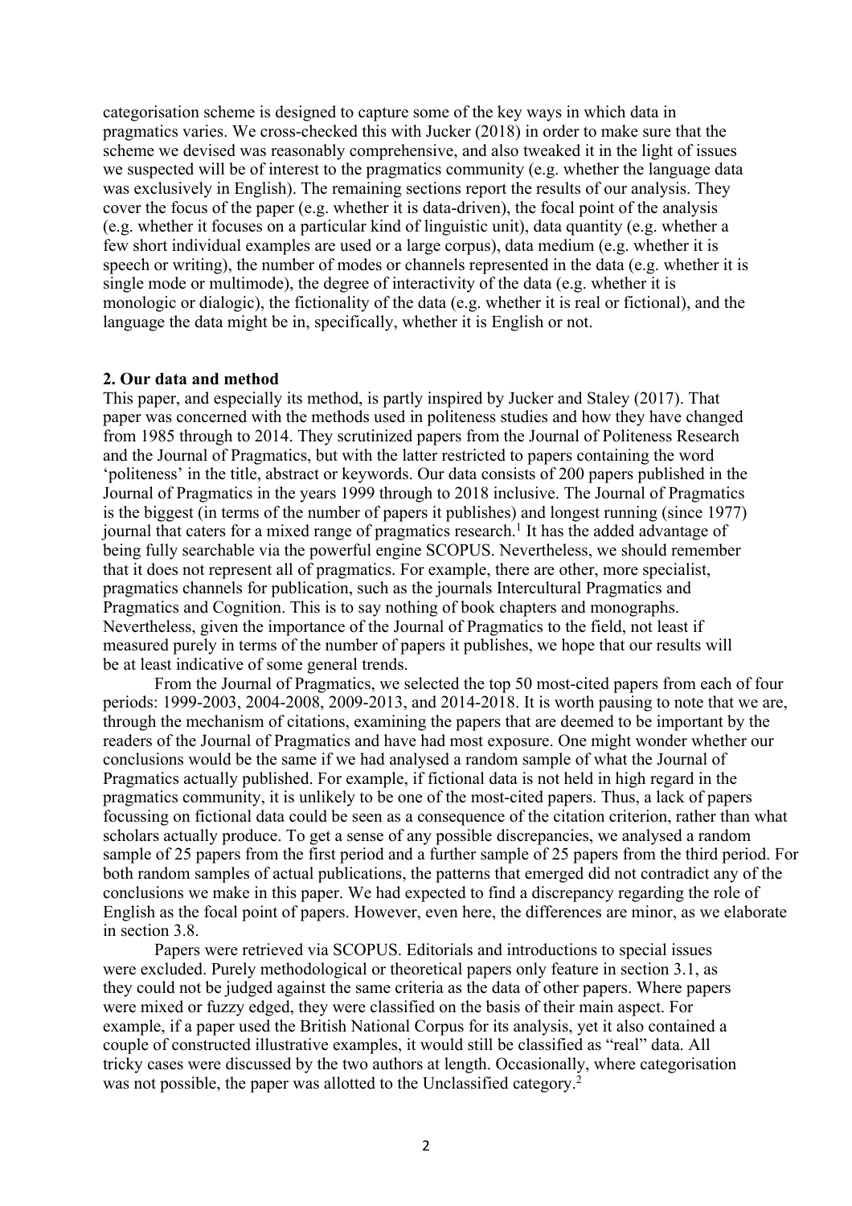categorisation scheme is designed to capture some of the key ways in which data in pragmatics varies. We cross-checked this with Jucker (2018) in order to make sure that the scheme we devised was reasonably comprehensive, and also tweaked it in the light of issues we suspected will be of interest to the pragmatics community (e.g. whether the language data was exclusively in English). The remaining sections report the results of our analysis. They cover the focus of the paper (e.g. whether it is data-driven), the focal point of the analysis (e.g. whether it focuses on a particular kind of linguistic unit), data quantity (e.g. whether a few short individual examples are used or a large corpus), data medium (e.g. whether it is speech or writing), the number of modes or channels represented in the data (e.g. whether it is single mode or multimode), the degree of interactivity of the data (e.g. whether it is monologic or dialogic), the fictionality of the data (e.g. whether it is real or fictional), and the language the data might be in, specifically, whether it is English or not.

## 2. Our data and method

This paper, and especially its method, is partly inspired by Jucker and Staley (2017). That paper was concerned with the methods used in politeness studies and how they have changed from 1985 through to 2014. They scrutinized papers from the Journal of Politeness Research and the Journal of Pragmatics, but with the latter restricted to papers containing the word 'politeness' in the title, abstract or keywords. Our data consists of 200 papers published in the Journal of Pragmatics in the years 1999 through to 2018 inclusive. The Journal of Pragmatics is the biggest (in terms of the number of papers it publishes) and longest running (since 1977) journal that caters for a mixed range of pragmatics research.[1] It has the added advantage of being fully searchable via the powerful engine SCOPUS. Nevertheless, we should remember that it does not represent all of pragmatics. For example, there are other, more specialist, pragmatics channels for publication, such as the journals Intercultural Pragmatics and Pragmatics and Cognition. This is to say nothing of book chapters and monographs. Nevertheless, given the importance of the Journal of Pragmatics to the field, not least if measured purely in terms of the number of papers it publishes, we hope that our results will be at least indicative of some general trends.

From the Journal of Pragmatics, we selected the top 50 most-cited papers from each of four periods: 1999-2003, 2004-2008, 2009-2013, and 2014-2018. It is worth pausing to note that we are, through the mechanism of citations, examining the papers that are deemed to be important by the readers of the Journal of Pragmatics and have had most exposure. One might wonder whether our conclusions would be the same if we had analysed a random sample of what the Journal of Pragmatics actually published. For example, if fictional data is not held in high regard in the pragmatics community, it is unlikely to be one of the most-cited papers. Thus, a lack of papers focussing on fictional data could be seen as a consequence of the citation criterion, rather than what scholars actually produce. To get a sense of any possible discrepancies, we analysed a random sample of 25 papers from the first period and a further sample of 25 papers from the third period. For both random samples of actual publications, the patterns that emerged did not contradict any of the conclusions we make in this paper. We had expected to find a discrepancy regarding the role of English as the focal point of papers. However, even here, the differences are minor, as we elaborate in section 3.8.

Papers were retrieved via SCOPUS. Editorials and introductions to special issues were excluded. Purely methodological or theoretical papers only feature in section 3.1, as they could not be judged against the same criteria as the data of other papers. Where papers were mixed or fuzzy edged, they were classified on the basis of their main aspect. For example, if a paper used the British National Corpus for its analysis, yet it also contained a couple of constructed illustrative examples, it would still be classified as "real" data. All tricky cases were discussed by the two authors at length. Occasionally, where categorisation was not possible, the paper was allotted to the Unclassified category.[2]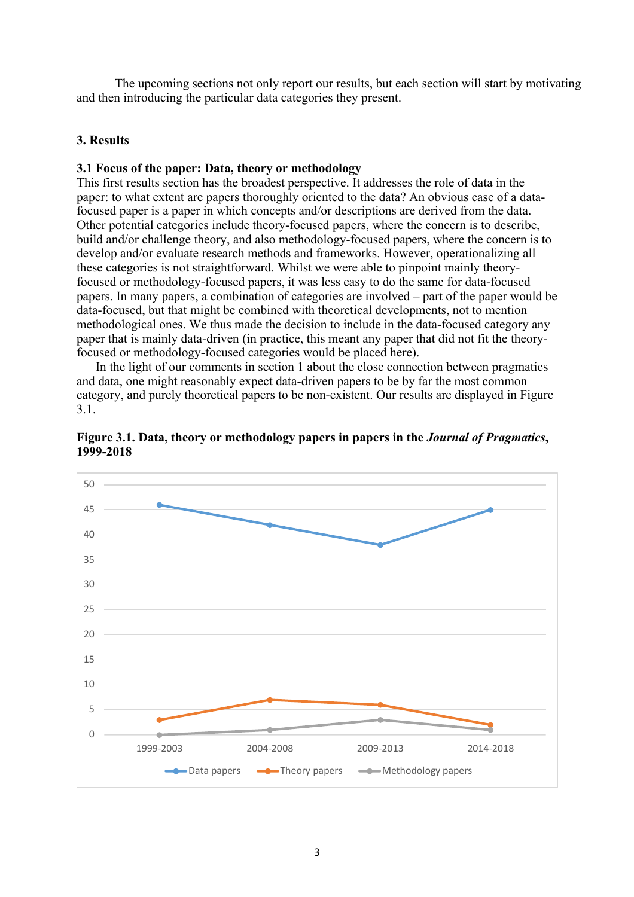The upcoming sections not only report our results, but each section will start by motivating and then introducing the particular data categories they present.

## 3. Results

### 3.1 Focus of the paper: Data, theory or methodology

This first results section has the broadest perspective. It addresses the role of data in the paper: to what extent are papers thoroughly oriented to the data? An obvious case of a data-focused paper is a paper in which concepts and/or descriptions are derived from the data. Other potential categories include theory-focused papers, where the concern is to describe, build and/or challenge theory, and also methodology-focused papers, where the concern is to develop and/or evaluate research methods and frameworks. However, operationalizing all these categories is not straightforward. Whilst we were able to pinpoint mainly theory-focused or methodology-focused papers, it was less easy to do the same for data-focused papers. In many papers, a combination of categories are involved – part of the paper would be data-focused, but that might be combined with theoretical developments, not to mention methodological ones. We thus made the decision to include in the data-focused category any paper that is mainly data-driven (in practice, this meant any paper that did not fit the theory-focused or methodology-focused categories would be placed here).

In the light of our comments in section 1 about the close connection between pragmatics and data, one might reasonably expect data-driven papers to be by far the most common category, and purely theoretical papers to be non-existent. Our results are displayed in Figure 3.1.

**Figure 3.1. Data, theory or methodology papers in papers in the *Journal of Pragmatics*, 1999-2018**

50
45
40
35
30
25
20
15
10
5
0

1999-2003
2004-2008
2009-2013
2014-2018

Data papers
Theory papers
Methodology papers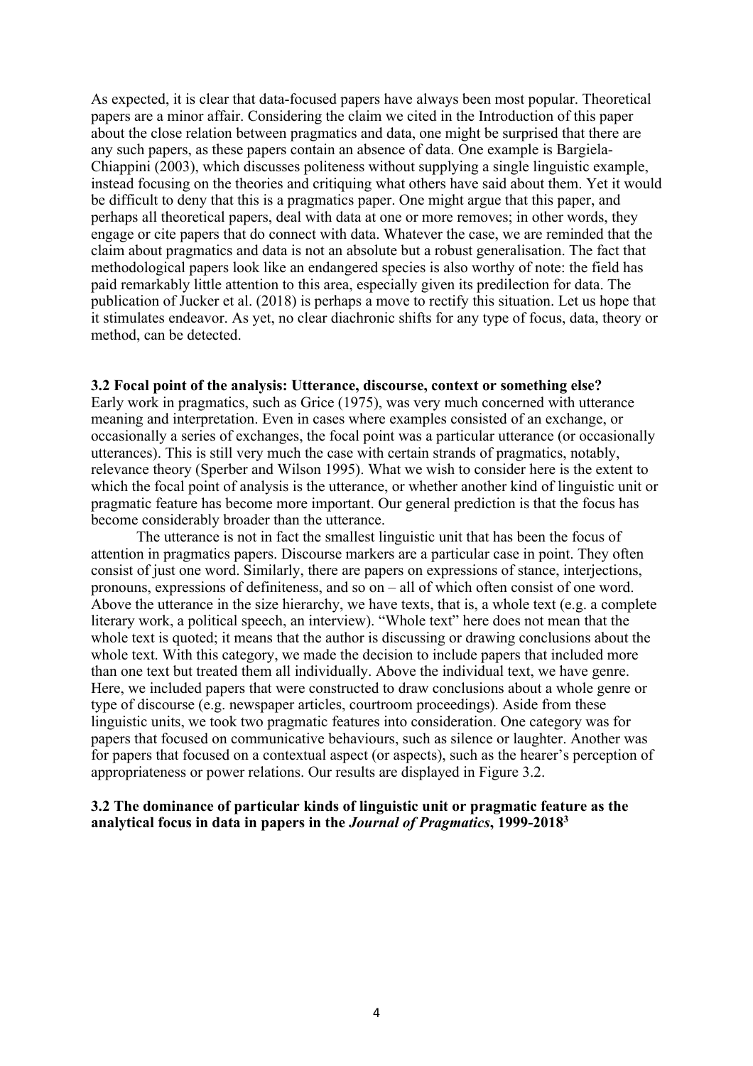As expected, it is clear that data-focused papers have always been most popular. Theoretical papers are a minor affair. Considering the claim we cited in the Introduction of this paper about the close relation between pragmatics and data, one might be surprised that there are any such papers, as these papers contain an absence of data. One example is Bargiela-Chiappini (2003), which discusses politeness without supplying a single linguistic example, instead focusing on the theories and critiquing what others have said about them. Yet it would be difficult to deny that this is a pragmatics paper. One might argue that this paper, and perhaps all theoretical papers, deal with data at one or more removes; in other words, they engage or cite papers that do connect with data. Whatever the case, we are reminded that the claim about pragmatics and data is not an absolute but a robust generalisation. The fact that methodological papers look like an endangered species is also worthy of note: the field has paid remarkably little attention to this area, especially given its predilection for data. The publication of Jucker et al. (2018) is perhaps a move to rectify this situation. Let us hope that it stimulates endeavor. As yet, no clear diachronic shifts for any type of focus, data, theory or method, can be detected.

### 3.2 Focal point of the analysis: Utterance, discourse, context or something else?

Early work in pragmatics, such as Grice (1975), was very much concerned with utterance meaning and interpretation. Even in cases where examples consisted of an exchange, or occasionally a series of exchanges, the focal point was a particular utterance (or occasionally utterances). This is still very much the case with certain strands of pragmatics, notably, relevance theory (Sperber and Wilson 1995). What we wish to consider here is the extent to which the focal point of analysis is the utterance, or whether another kind of linguistic unit or pragmatic feature has become more important. Our general prediction is that the focus has become considerably broader than the utterance.

The utterance is not in fact the smallest linguistic unit that has been the focus of attention in pragmatics papers. Discourse markers are a particular case in point. They often consist of just one word. Similarly, there are papers on expressions of stance, interjections, pronouns, expressions of definiteness, and so on – all of which often consist of one word. Above the utterance in the size hierarchy, we have texts, that is, a whole text (e.g. a complete literary work, a political speech, an interview). "Whole text" here does not mean that the whole text is quoted; it means that the author is discussing or drawing conclusions about the whole text. With this category, we made the decision to include papers that included more than one text but treated them all individually. Above the individual text, we have genre. Here, we included papers that were constructed to draw conclusions about a whole genre or type of discourse (e.g. newspaper articles, courtroom proceedings). Aside from these linguistic units, we took two pragmatic features into consideration. One category was for papers that focused on communicative behaviours, such as silence or laughter. Another was for papers that focused on a contextual aspect (or aspects), such as the hearer's perception of appropriateness or power relations. Our results are displayed in Figure 3.2.

**3.2 The dominance of particular kinds of linguistic unit or pragmatic feature as the analytical focus in data in papers in the *Journal of Pragmatics*, 1999-2018[3]**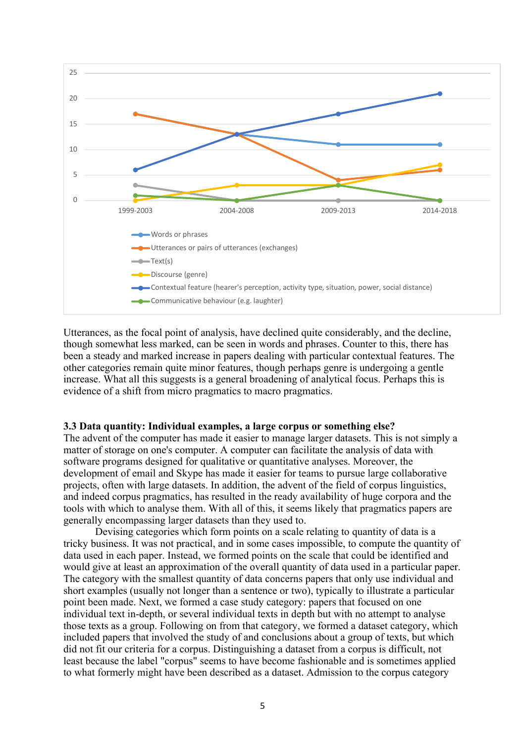25
20
15
10
5
0

1999-2003 2004-2008 2009-2013 2014-2018

Words or phrases
Utterances or pairs of utterances (exchanges)
Text(s)
Discourse (genre)
Contextual feature (hearer's perception, activity type, situation, power, social distance)
Communicative behaviour (e.g. laughter)

Utterances, as the focal point of analysis, have declined quite considerably, and the decline, though somewhat less marked, can be seen in words and phrases. Counter to this, there has been a steady and marked increase in papers dealing with particular contextual features. The other categories remain quite minor features, though perhaps genre is undergoing a gentle increase. What all this suggests is a general broadening of analytical focus. Perhaps this is evidence of a shift from micro pragmatics to macro pragmatics.

### 3.3 Data quantity: Individual examples, a large corpus or something else?

The advent of the computer has made it easier to manage larger datasets. This is not simply a matter of storage on one's computer. A computer can facilitate the analysis of data with software programs designed for qualitative or quantitative analyses. Moreover, the development of email and Skype has made it easier for teams to pursue large collaborative projects, often with large datasets. In addition, the advent of the field of corpus linguistics, and indeed corpus pragmatics, has resulted in the ready availability of huge corpora and the tools with which to analyse them. With all of this, it seems likely that pragmatics papers are generally encompassing larger datasets than they used to.

Devising categories which form points on a scale relating to quantity of data is a tricky business. It was not practical, and in some cases impossible, to compute the quantity of data used in each paper. Instead, we formed points on the scale that could be identified and would give at least an approximation of the overall quantity of data used in a particular paper. The category with the smallest quantity of data concerns papers that only use individual and short examples (usually not longer than a sentence or two), typically to illustrate a particular point been made. Next, we formed a case study category: papers that focused on one individual text in-depth, or several individual texts in depth but with no attempt to analyse those texts as a group. Following on from that category, we formed a dataset category, which included papers that involved the study of and conclusions about a group of texts, but which did not fit our criteria for a corpus. Distinguishing a dataset from a corpus is difficult, not least because the label "corpus" seems to have become fashionable and is sometimes applied to what formerly might have been described as a dataset. Admission to the corpus category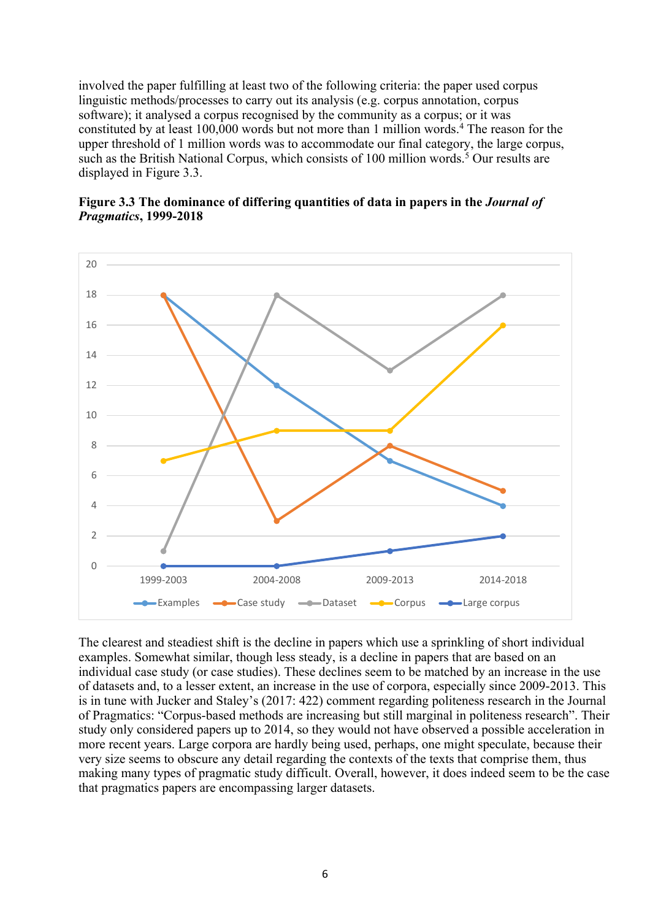involved the paper fulfilling at least two of the following criteria: the paper used corpus linguistic methods/processes to carry out its analysis (e.g. corpus annotation, corpus software); it analysed a corpus recognised by the community as a corpus; or it was constituted by at least 100,000 words but not more than 1 million words.[4] The reason for the upper threshold of 1 million words was to accommodate our final category, the large corpus, such as the British National Corpus, which consists of 100 million words.[5] Our results are displayed in Figure 3.3.

**Figure 3.3 The dominance of differing quantities of data in papers in the *Journal of Pragmatics*, 1999-2018**

20
18
16
14
12
10
8
6
4
2
0

1999-2003
2004-2008
2009-2013
2014-2018

Examples
Case study
Dataset
Corpus
Large corpus

The clearest and steadiest shift is the decline in papers which use a sprinkling of short individual examples. Somewhat similar, though less steady, is a decline in papers that are based on an individual case study (or case studies). These declines seem to be matched by an increase in the use of datasets and, to a lesser extent, an increase in the use of corpora, especially since 2009-2013. This is in tune with Jucker and Staley's (2017: 422) comment regarding politeness research in the Journal of Pragmatics: "Corpus-based methods are increasing but still marginal in politeness research". Their study only considered papers up to 2014, so they would not have observed a possible acceleration in more recent years. Large corpora are hardly being used, perhaps, one might speculate, because their very size seems to obscure any detail regarding the contexts of the texts that comprise them, thus making many types of pragmatic study difficult. Overall, however, it does indeed seem to be the case that pragmatics papers are encompassing larger datasets.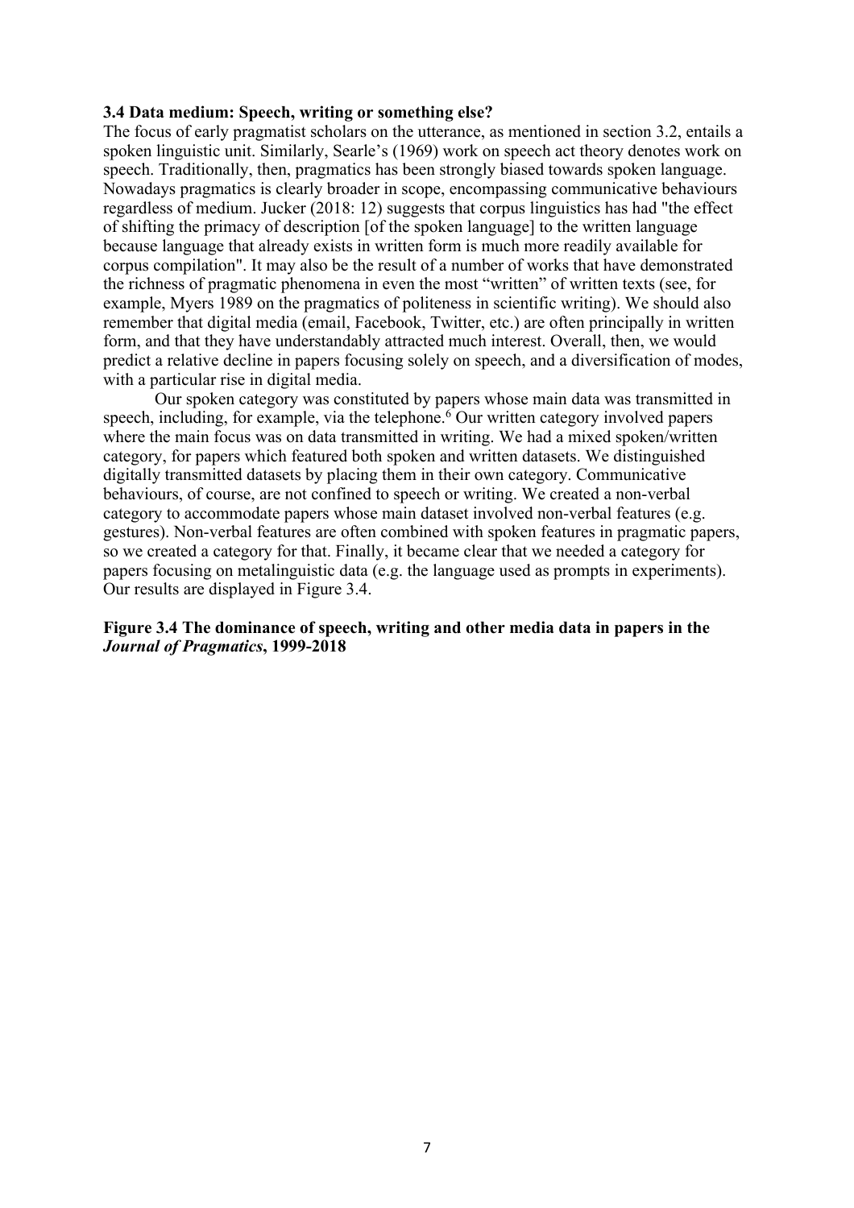### 3.4 Data medium: Speech, writing or something else?

The focus of early pragmatist scholars on the utterance, as mentioned in section 3.2, entails a spoken linguistic unit. Similarly, Searle's (1969) work on speech act theory denotes work on speech. Traditionally, then, pragmatics has been strongly biased towards spoken language. Nowadays pragmatics is clearly broader in scope, encompassing communicative behaviours regardless of medium. Jucker (2018: 12) suggests that corpus linguistics has had "the effect of shifting the primacy of description [of the spoken language] to the written language because language that already exists in written form is much more readily available for corpus compilation". It may also be the result of a number of works that have demonstrated the richness of pragmatic phenomena in even the most "written" of written texts (see, for example, Myers 1989 on the pragmatics of politeness in scientific writing). We should also remember that digital media (email, Facebook, Twitter, etc.) are often principally in written form, and that they have understandably attracted much interest. Overall, then, we would predict a relative decline in papers focusing solely on speech, and a diversification of modes, with a particular rise in digital media.

Our spoken category was constituted by papers whose main data was transmitted in speech, including, for example, via the telephone.[6] Our written category involved papers where the main focus was on data transmitted in writing. We had a mixed spoken/written category, for papers which featured both spoken and written datasets. We distinguished digitally transmitted datasets by placing them in their own category. Communicative behaviours, of course, are not confined to speech or writing. We created a non-verbal category to accommodate papers whose main dataset involved non-verbal features (e.g. gestures). Non-verbal features are often combined with spoken features in pragmatic papers, so we created a category for that. Finally, it became clear that we needed a category for papers focusing on metalinguistic data (e.g. the language used as prompts in experiments). Our results are displayed in Figure 3.4.

**Figure 3.4 The dominance of speech, writing and other media data in papers in the *Journal of Pragmatics*, 1999-2018**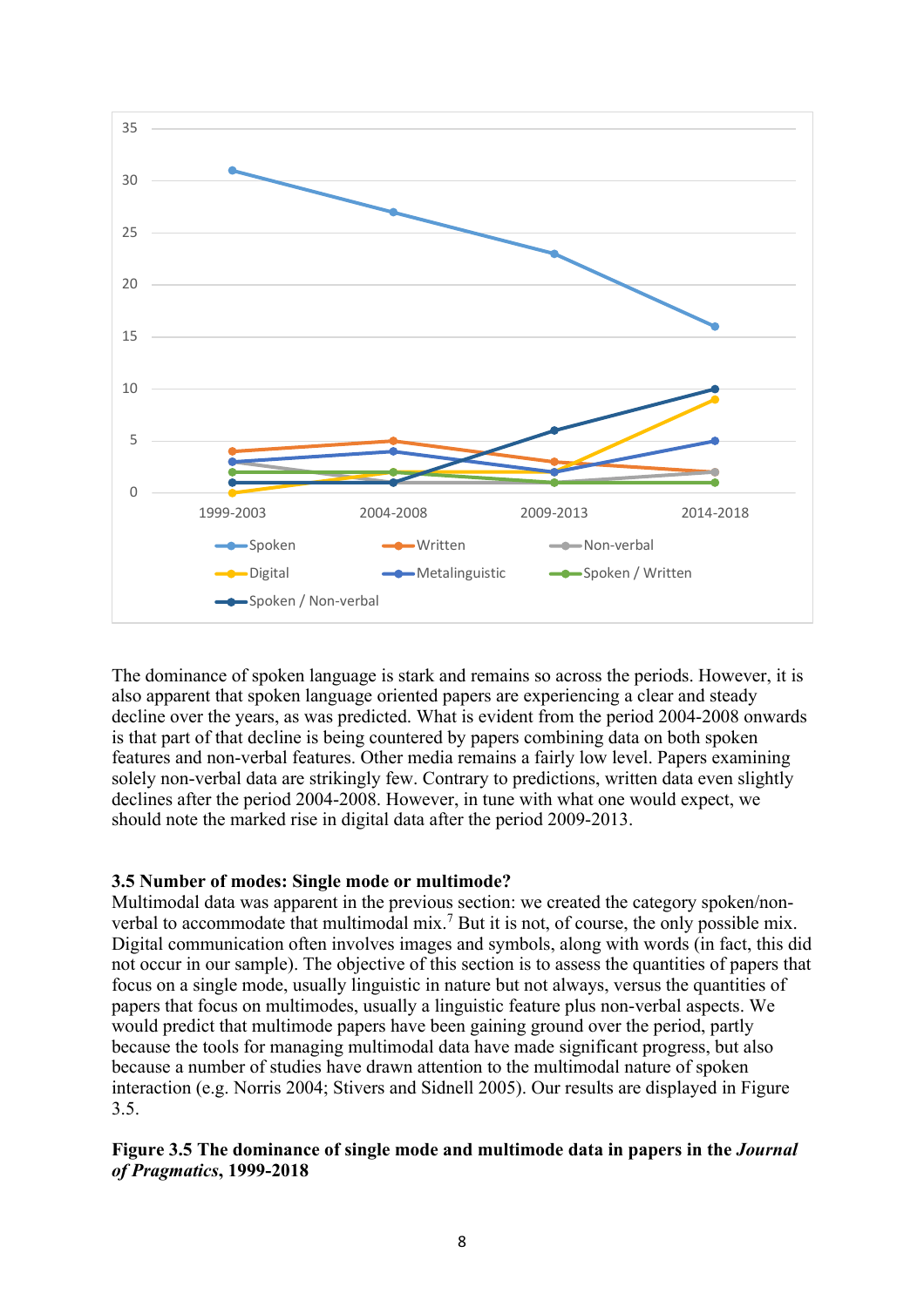35
30
25
20
15
10
5
0

1999-2003
2004-2008
2009-2013
2014-2018

Spoken
Written
Non-verbal
Digital
Metalinguistic
Spoken / Written
Spoken / Non-verbal

The dominance of spoken language is stark and remains so across the periods. However, it is also apparent that spoken language oriented papers are experiencing a clear and steady decline over the years, as was predicted. What is evident from the period 2004-2008 onwards is that part of that decline is being countered by papers combining data on both spoken features and non-verbal features. Other media remains a fairly low level. Papers examining solely non-verbal data are strikingly few. Contrary to predictions, written data even slightly declines after the period 2004-2008. However, in tune with what one would expect, we should note the marked rise in digital data after the period 2009-2013.

### 3.5 Number of modes: Single mode or multimode?

Multimodal data was apparent in the previous section: we created the category spoken/non-verbal to accommodate that multimodal mix.[7] But it is not, of course, the only possible mix. Digital communication often involves images and symbols, along with words (in fact, this did not occur in our sample). The objective of this section is to assess the quantities of papers that focus on a single mode, usually linguistic in nature but not always, versus the quantities of papers that focus on multimodes, usually a linguistic feature plus non-verbal aspects. We would predict that multimode papers have been gaining ground over the period, partly because the tools for managing multimodal data have made significant progress, but also because a number of studies have drawn attention to the multimodal nature of spoken interaction (e.g. Norris 2004; Stivers and Sidnell 2005). Our results are displayed in Figure 3.5.

**Figure 3.5 The dominance of single mode and multimode data in papers in the *Journal of Pragmatics*, 1999-2018**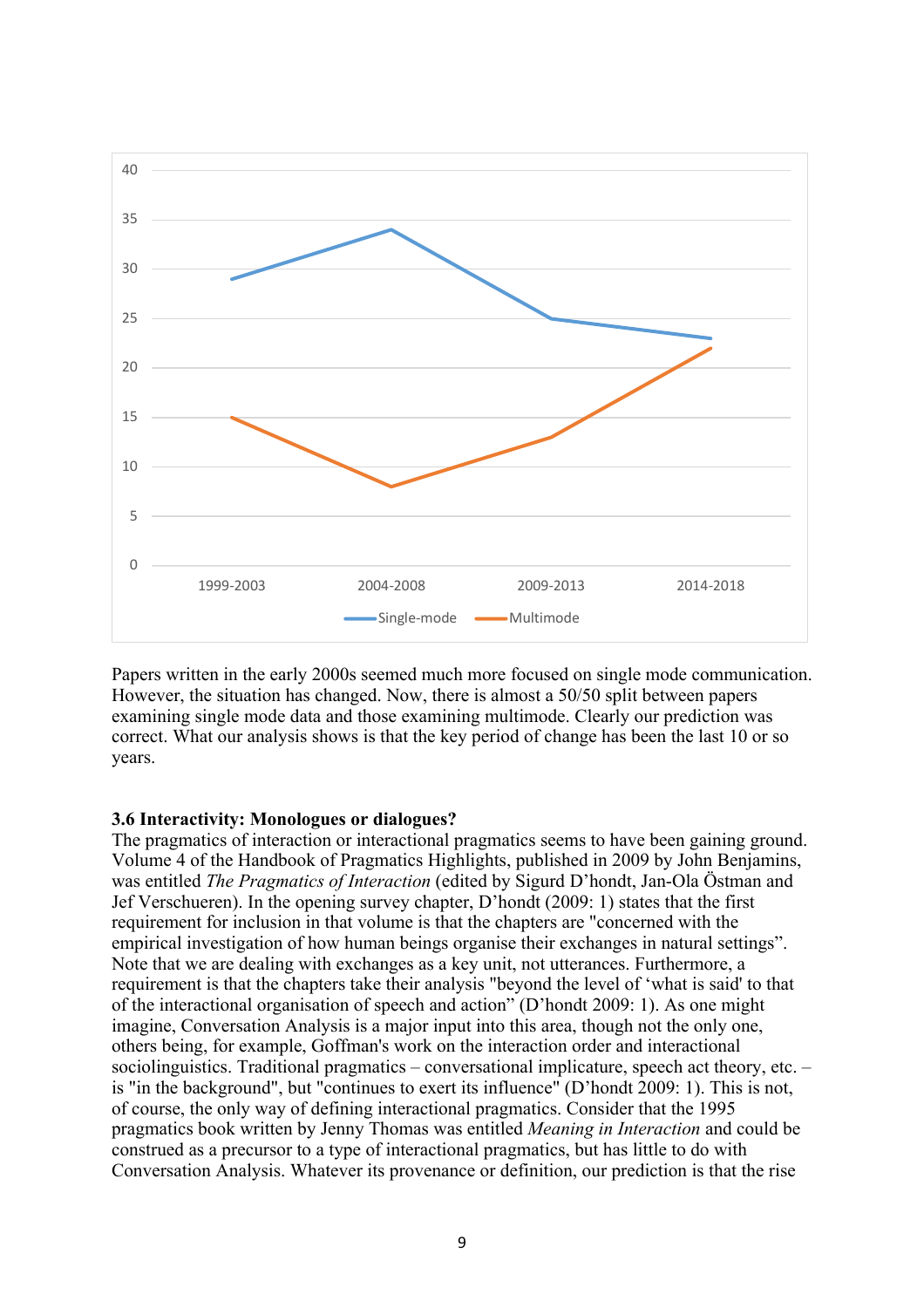40
35
30
25
20
15
10
5
0

1999-2003
2004-2008
2009-2013
2014-2018

Single-mode
Multimode

Papers written in the early 2000s seemed much more focused on single mode communication. However, the situation has changed. Now, there is almost a 50/50 split between papers examining single mode data and those examining multimode. Clearly our prediction was correct. What our analysis shows is that the key period of change has been the last 10 or so years.

### 3.6 Interactivity: Monologues or dialogues?

The pragmatics of interaction or interactional pragmatics seems to have been gaining ground. Volume 4 of the Handbook of Pragmatics Highlights, published in 2009 by John Benjamins, was entitled *The Pragmatics of Interaction* (edited by Sigurd D'hondt, Jan-Ola Östman and Jef Verschueren). In the opening survey chapter, D'hondt (2009: 1) states that the first requirement for inclusion in that volume is that the chapters are "concerned with the empirical investigation of how human beings organise their exchanges in natural settings". Note that we are dealing with exchanges as a key unit, not utterances. Furthermore, a requirement is that the chapters take their analysis "beyond the level of 'what is said' to that of the interactional organisation of speech and action" (D'hondt 2009: 1). As one might imagine, Conversation Analysis is a major input into this area, though not the only one, others being, for example, Goffman's work on the interaction order and interactional sociolinguistics. Traditional pragmatics – conversational implicature, speech act theory, etc. – is "in the background", but "continues to exert its influence" (D'hondt 2009: 1). This is not, of course, the only way of defining interactional pragmatics. Consider that the 1995 pragmatics book written by Jenny Thomas was entitled *Meaning in Interaction* and could be construed as a precursor to a type of interactional pragmatics, but has little to do with Conversation Analysis. Whatever its provenance or definition, our prediction is that the rise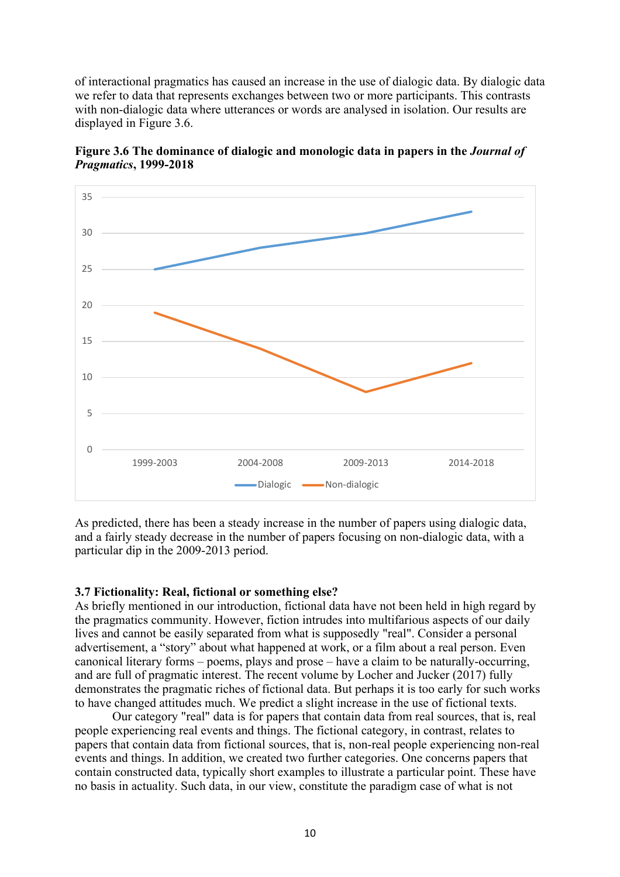of interactional pragmatics has caused an increase in the use of dialogic data. By dialogic data we refer to data that represents exchanges between two or more participants. This contrasts with non-dialogic data where utterances or words are analysed in isolation. Our results are displayed in Figure 3.6.

**Figure 3.6 The dominance of dialogic and monologic data in papers in the *Journal of Pragmatics*, 1999-2018**

35
30
25
20
15
10
5
0

1999-2003
2004-2008
2009-2013
2014-2018

Dialogic
Non-dialogic

As predicted, there has been a steady increase in the number of papers using dialogic data, and a fairly steady decrease in the number of papers focusing on non-dialogic data, with a particular dip in the 2009-2013 period.

### 3.7 Fictionality: Real, fictional or something else?

As briefly mentioned in our introduction, fictional data have not been held in high regard by the pragmatics community. However, fiction intrudes into multifarious aspects of our daily lives and cannot be easily separated from what is supposedly "real". Consider a personal advertisement, a "story" about what happened at work, or a film about a real person. Even canonical literary forms – poems, plays and prose – have a claim to be naturally-occurring, and are full of pragmatic interest. The recent volume by Locher and Jucker (2017) fully demonstrates the pragmatic riches of fictional data. But perhaps it is too early for such works to have changed attitudes much. We predict a slight increase in the use of fictional texts.

Our category "real" data is for papers that contain data from real sources, that is, real people experiencing real events and things. The fictional category, in contrast, relates to papers that contain data from fictional sources, that is, non-real people experiencing non-real events and things. In addition, we created two further categories. One concerns papers that contain constructed data, typically short examples to illustrate a particular point. These have no basis in actuality. Such data, in our view, constitute the paradigm case of what is not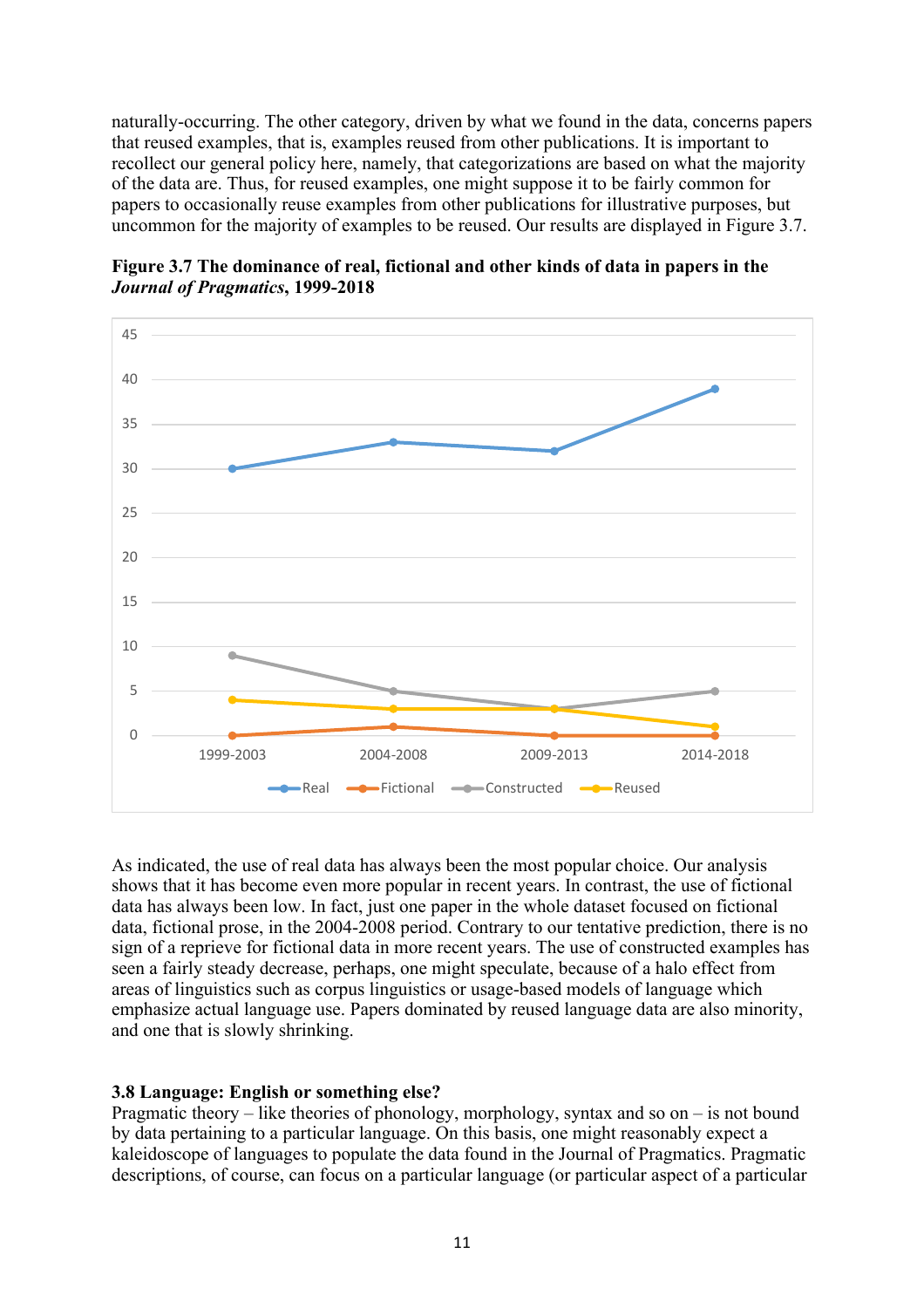naturally-occurring. The other category, driven by what we found in the data, concerns papers that reused examples, that is, examples reused from other publications. It is important to recollect our general policy here, namely, that categorizations are based on what the majority of the data are. Thus, for reused examples, one might suppose it to be fairly common for papers to occasionally reuse examples from other publications for illustrative purposes, but uncommon for the majority of examples to be reused. Our results are displayed in Figure 3.7.

**Figure 3.7 The dominance of real, fictional and other kinds of data in papers in the *Journal of Pragmatics*, 1999-2018**

As indicated, the use of real data has always been the most popular choice. Our analysis shows that it has become even more popular in recent years. In contrast, the use of fictional data has always been low. In fact, just one paper in the whole dataset focused on fictional data, fictional prose, in the 2004-2008 period. Contrary to our tentative prediction, there is no sign of a reprieve for fictional data in more recent years. The use of constructed examples has seen a fairly steady decrease, perhaps, one might speculate, because of a halo effect from areas of linguistics such as corpus linguistics or usage-based models of language which emphasize actual language use. Papers dominated by reused language data are also minority, and one that is slowly shrinking.

### 3.8 Language: English or something else?

Pragmatic theory – like theories of phonology, morphology, syntax and so on – is not bound by data pertaining to a particular language. On this basis, one might reasonably expect a kaleidoscope of languages to populate the data found in the Journal of Pragmatics. Pragmatic descriptions, of course, can focus on a particular language (or particular aspect of a particular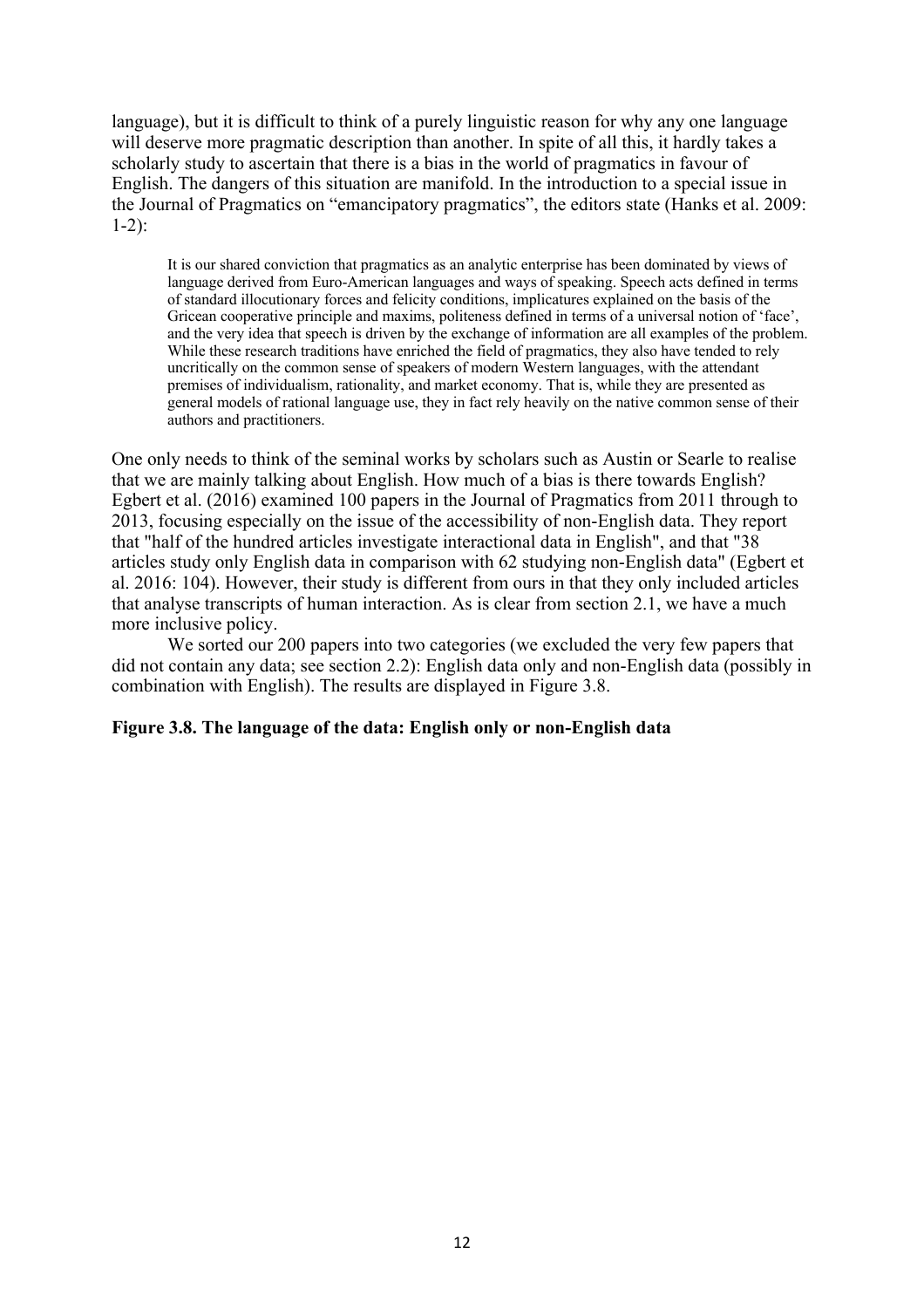language), but it is difficult to think of a purely linguistic reason for why any one language will deserve more pragmatic description than another. In spite of all this, it hardly takes a scholarly study to ascertain that there is a bias in the world of pragmatics in favour of English. The dangers of this situation are manifold. In the introduction to a special issue in the Journal of Pragmatics on "emancipatory pragmatics", the editors state (Hanks et al. 2009: 1-2):

> It is our shared conviction that pragmatics as an analytic enterprise has been dominated by views of language derived from Euro-American languages and ways of speaking. Speech acts defined in terms of standard illocutionary forces and felicity conditions, implicatures explained on the basis of the Gricean cooperative principle and maxims, politeness defined in terms of a universal notion of 'face', and the very idea that speech is driven by the exchange of information are all examples of the problem. While these research traditions have enriched the field of pragmatics, they also have tended to rely uncritically on the common sense of speakers of modern Western languages, with the attendant premises of individualism, rationality, and market economy. That is, while they are presented as general models of rational language use, they in fact rely heavily on the native common sense of their authors and practitioners.

One only needs to think of the seminal works by scholars such as Austin or Searle to realise that we are mainly talking about English. How much of a bias is there towards English? Egbert et al. (2016) examined 100 papers in the Journal of Pragmatics from 2011 through to 2013, focusing especially on the issue of the accessibility of non-English data. They report that "half of the hundred articles investigate interactional data in English", and that "38 articles study only English data in comparison with 62 studying non-English data" (Egbert et al. 2016: 104). However, their study is different from ours in that they only included articles that analyse transcripts of human interaction. As is clear from section 2.1, we have a much more inclusive policy.

We sorted our 200 papers into two categories (we excluded the very few papers that did not contain any data; see section 2.2): English data only and non-English data (possibly in combination with English). The results are displayed in Figure 3.8.

**Figure 3.8. The language of the data: English only or non-English data**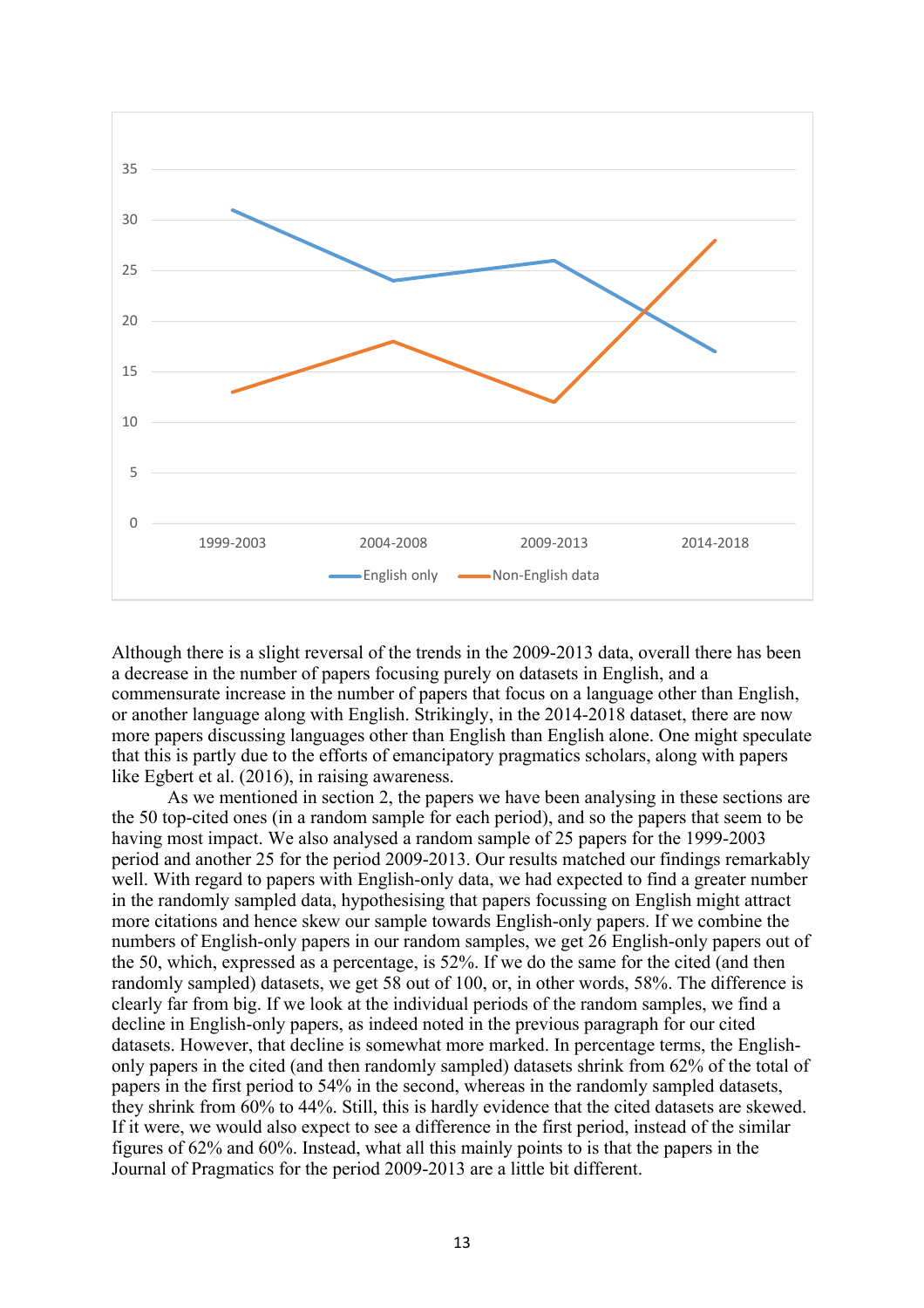35
30
25
20
15
10
5
0

1999-2003
2004-2008
2009-2013
2014-2018

English only
Non-English data

Although there is a slight reversal of the trends in the 2009-2013 data, overall there has been a decrease in the number of papers focusing purely on datasets in English, and a commensurate increase in the number of papers that focus on a language other than English, or another language along with English. Strikingly, in the 2014-2018 dataset, there are now more papers discussing languages other than English than English alone. One might speculate that this is partly due to the efforts of emancipatory pragmatics scholars, along with papers like Egbert et al. (2016), in raising awareness.

As we mentioned in section 2, the papers we have been analysing in these sections are the 50 top-cited ones (in a random sample for each period), and so the papers that seem to be having most impact. We also analysed a random sample of 25 papers for the 1999-2003 period and another 25 for the period 2009-2013. Our results matched our findings remarkably well. With regard to papers with English-only data, we had expected to find a greater number in the randomly sampled data, hypothesising that papers focussing on English might attract more citations and hence skew our sample towards English-only papers. If we combine the numbers of English-only papers in our random samples, we get 26 English-only papers out of the 50, which, expressed as a percentage, is 52%. If we do the same for the cited (and then randomly sampled) datasets, we get 58 out of 100, or, in other words, 58%. The difference is clearly far from big. If we look at the individual periods of the random samples, we find a decline in English-only papers, as indeed noted in the previous paragraph for our cited datasets. However, that decline is somewhat more marked. In percentage terms, the English-only papers in the cited (and then randomly sampled) datasets shrink from 62% of the total of papers in the first period to 54% in the second, whereas in the randomly sampled datasets, they shrink from 60% to 44%. Still, this is hardly evidence that the cited datasets are skewed. If it were, we would also expect to see a difference in the first period, instead of the similar figures of 62% and 60%. Instead, what all this mainly points to is that the papers in the Journal of Pragmatics for the period 2009-2013 are a little bit different.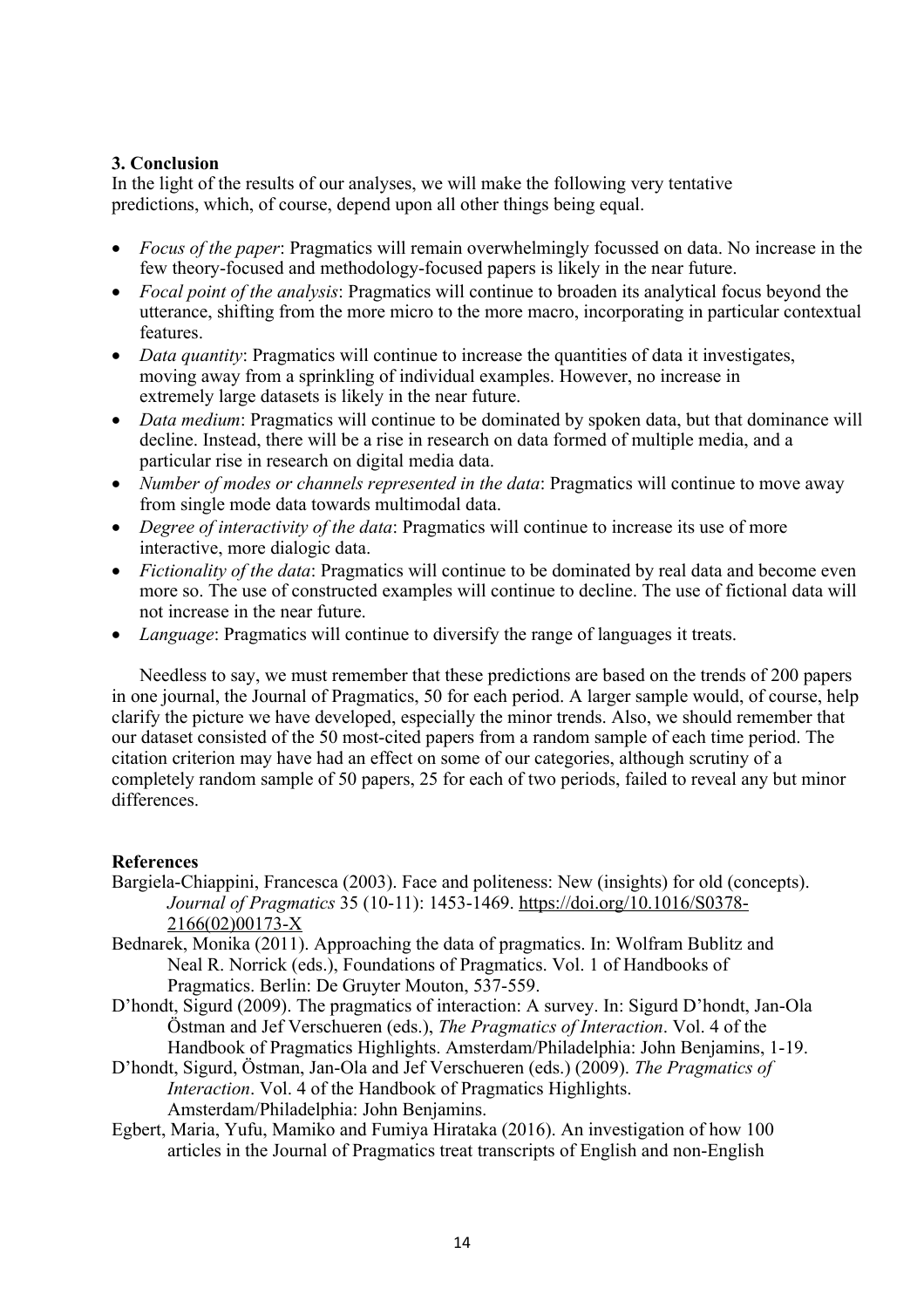### 3. Conclusion

In the light of the results of our analyses, we will make the following very tentative predictions, which, of course, depend upon all other things being equal.

- *Focus of the paper*: Pragmatics will remain overwhelmingly focussed on data. No increase in the few theory-focused and methodology-focused papers is likely in the near future.
- *Focal point of the analysis*: Pragmatics will continue to broaden its analytical focus beyond the utterance, shifting from the more micro to the more macro, incorporating in particular contextual features.
- *Data quantity*: Pragmatics will continue to increase the quantities of data it investigates, moving away from a sprinkling of individual examples. However, no increase in extremely large datasets is likely in the near future.
- *Data medium*: Pragmatics will continue to be dominated by spoken data, but that dominance will decline. Instead, there will be a rise in research on data formed of multiple media, and a particular rise in research on digital media data.
- *Number of modes or channels represented in the data*: Pragmatics will continue to move away from single mode data towards multimodal data.
- *Degree of interactivity of the data*: Pragmatics will continue to increase its use of more interactive, more dialogic data.
- *Fictionality of the data*: Pragmatics will continue to be dominated by real data and become even more so. The use of constructed examples will continue to decline. The use of fictional data will not increase in the near future.
- *Language*: Pragmatics will continue to diversify the range of languages it treats.

Needless to say, we must remember that these predictions are based on the trends of 200 papers in one journal, the Journal of Pragmatics, 50 for each period. A larger sample would, of course, help clarify the picture we have developed, especially the minor trends. Also, we should remember that our dataset consisted of the 50 most-cited papers from a random sample of each time period. The citation criterion may have had an effect on some of our categories, although scrutiny of a completely random sample of 50 papers, 25 for each of two periods, failed to reveal any but minor differences.

### References

Bargiela-Chiappini, Francesca (2003). Face and politeness: New (insights) for old (concepts). *Journal of Pragmatics* 35 (10-11): 1453-1469. https://doi.org/10.1016/S0378-2166(02)00173-X

Bednarek, Monika (2011). Approaching the data of pragmatics. In: Wolfram Bublitz and Neal R. Norrick (eds.), Foundations of Pragmatics. Vol. 1 of Handbooks of Pragmatics. Berlin: De Gruyter Mouton, 537-559.

D'hondt, Sigurd (2009). The pragmatics of interaction: A survey. In: Sigurd D'hondt, Jan-Ola Östman and Jef Verschueren (eds.), *The Pragmatics of Interaction*. Vol. 4 of the Handbook of Pragmatics Highlights. Amsterdam/Philadelphia: John Benjamins, 1-19.

D'hondt, Sigurd, Östman, Jan-Ola and Jef Verschueren (eds.) (2009). *The Pragmatics of Interaction*. Vol. 4 of the Handbook of Pragmatics Highlights. Amsterdam/Philadelphia: John Benjamins.

Egbert, Maria, Yufu, Mamiko and Fumiya Hirataka (2016). An investigation of how 100 articles in the Journal of Pragmatics treat transcripts of English and non-English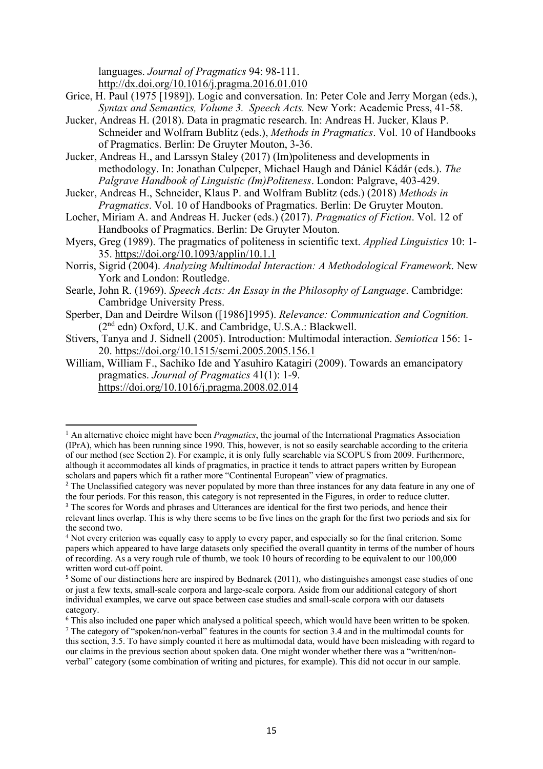languages. *Journal of Pragmatics* 94: 98-111. http://dx.doi.org/10.1016/j.pragma.2016.01.010

Grice, H. Paul (1975 [1989]). Logic and conversation. In: Peter Cole and Jerry Morgan (eds.), *Syntax and Semantics, Volume 3. Speech Acts.* New York: Academic Press, 41-58.

Jucker, Andreas H. (2018). Data in pragmatic research. In: Andreas H. Jucker, Klaus P. Schneider and Wolfram Bublitz (eds.), *Methods in Pragmatics*. Vol. 10 of Handbooks of Pragmatics. Berlin: De Gruyter Mouton, 3-36.

Jucker, Andreas H., and Larssyn Staley (2017) (Im)politeness and developments in methodology. In: Jonathan Culpeper, Michael Haugh and Dániel Kádár (eds.). *The Palgrave Handbook of Linguistic (Im)Politeness*. London: Palgrave, 403-429.

Jucker, Andreas H., Schneider, Klaus P. and Wolfram Bublitz (eds.) (2018) *Methods in Pragmatics*. Vol. 10 of Handbooks of Pragmatics. Berlin: De Gruyter Mouton.

Locher, Miriam A. and Andreas H. Jucker (eds.) (2017). *Pragmatics of Fiction*. Vol. 12 of Handbooks of Pragmatics. Berlin: De Gruyter Mouton.

Myers, Greg (1989). The pragmatics of politeness in scientific text. *Applied Linguistics* 10: 1-35. https://doi.org/10.1093/applin/10.1.1

Norris, Sigrid (2004). *Analyzing Multimodal Interaction: A Methodological Framework*. New York and London: Routledge.

Searle, John R. (1969). *Speech Acts: An Essay in the Philosophy of Language*. Cambridge: Cambridge University Press.

Sperber, Dan and Deirdre Wilson ([1986]1995). *Relevance: Communication and Cognition.* (2nd edn) Oxford, U.K. and Cambridge, U.S.A.: Blackwell.

Stivers, Tanya and J. Sidnell (2005). Introduction: Multimodal interaction. *Semiotica* 156: 1-20. https://doi.org/10.1515/semi.2005.2005.156.1

William, William F., Sachiko Ide and Yasuhiro Katagiri (2009). Towards an emancipatory pragmatics. *Journal of Pragmatics* 41(1): 1-9. https://doi.org/10.1016/j.pragma.2008.02.014

---

[1] An alternative choice might have been *Pragmatics*, the journal of the International Pragmatics Association (IPrA), which has been running since 1990. This, however, is not so easily searchable according to the criteria of our method (see Section 2). For example, it is only fully searchable via SCOPUS from 2009. Furthermore, although it accommodates all kinds of pragmatics, in practice it tends to attract papers written by European scholars and papers which fit a rather more "Continental European" view of pragmatics.

[2] The Unclassified category was never populated by more than three instances for any data feature in any one of the four periods. For this reason, this category is not represented in the Figures, in order to reduce clutter.

[3] The scores for Words and phrases and Utterances are identical for the first two periods, and hence their relevant lines overlap. This is why there seems to be five lines on the graph for the first two periods and six for the second two.

[4] Not every criterion was equally easy to apply to every paper, and especially so for the final criterion. Some papers which appeared to have large datasets only specified the overall quantity in terms of the number of hours of recording. As a very rough rule of thumb, we took 10 hours of recording to be equivalent to our 100,000 written word cut-off point.

[5] Some of our distinctions here are inspired by Bednarek (2011), who distinguishes amongst case studies of one or just a few texts, small-scale corpora and large-scale corpora. Aside from our additional category of short individual examples, we carve out space between case studies and small-scale corpora with our datasets category.

[6] This also included one paper which analysed a political speech, which would have been written to be spoken.

[7] The category of "spoken/non-verbal" features in the counts for section 3.4 and in the multimodal counts for this section, 3.5. To have simply counted it here as multimodal data, would have been misleading with regard to our claims in the previous section about spoken data. One might wonder whether there was a "written/non-verbal" category (some combination of writing and pictures, for example). This did not occur in our sample.